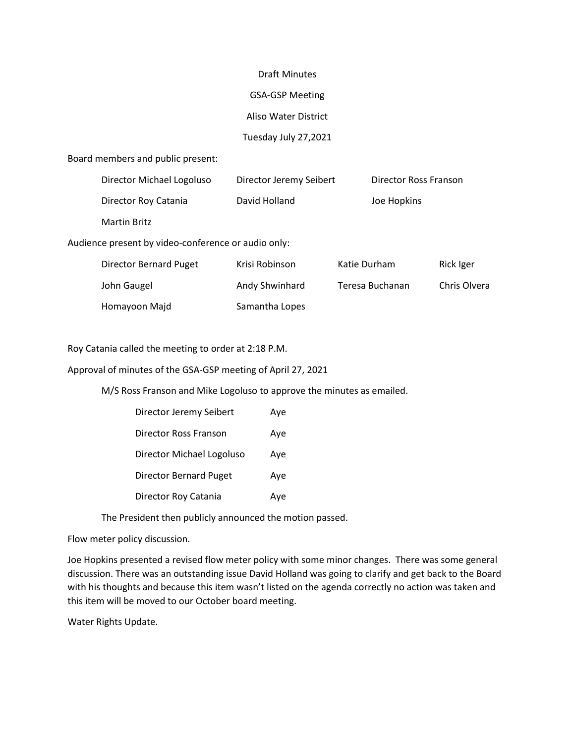Draft Minutes

GSA-GSP Meeting

Aliso Water District

Tuesday July 27,2021

Board members and public present:

| | | |
|---|---|---|
| Director Michael Logoluso | Director Jeremy Seibert | Director Ross Franson |
| Director Roy Catania | David Holland | Joe Hopkins |
| Martin Britz | | |

Audience present by video-conference or audio only:

| | | | |
|---|---|---|---|
| Director Bernard Puget | Krisi Robinson | Katie Durham | Rick Iger |
| John Gaugel | Andy Shwinhard | Teresa Buchanan | Chris Olvera |
| Homayoon Majd | Samantha Lopes | | |

Roy Catania called the meeting to order at 2:18 P.M.

Approval of minutes of the GSA-GSP meeting of April 27, 2021

M/S Ross Franson and Mike Logoluso to approve the minutes as emailed.

| | |
|---|---|
| Director Jeremy Seibert | Aye |
| Director Ross Franson | Aye |
| Director Michael Logoluso | Aye |
| Director Bernard Puget | Aye |
| Director Roy Catania | Aye |

The President then publicly announced the motion passed.

Flow meter policy discussion.

Joe Hopkins presented a revised flow meter policy with some minor changes. There was some general discussion. There was an outstanding issue David Holland was going to clarify and get back to the Board with his thoughts and because this item wasn't listed on the agenda correctly no action was taken and this item will be moved to our October board meeting.

Water Rights Update.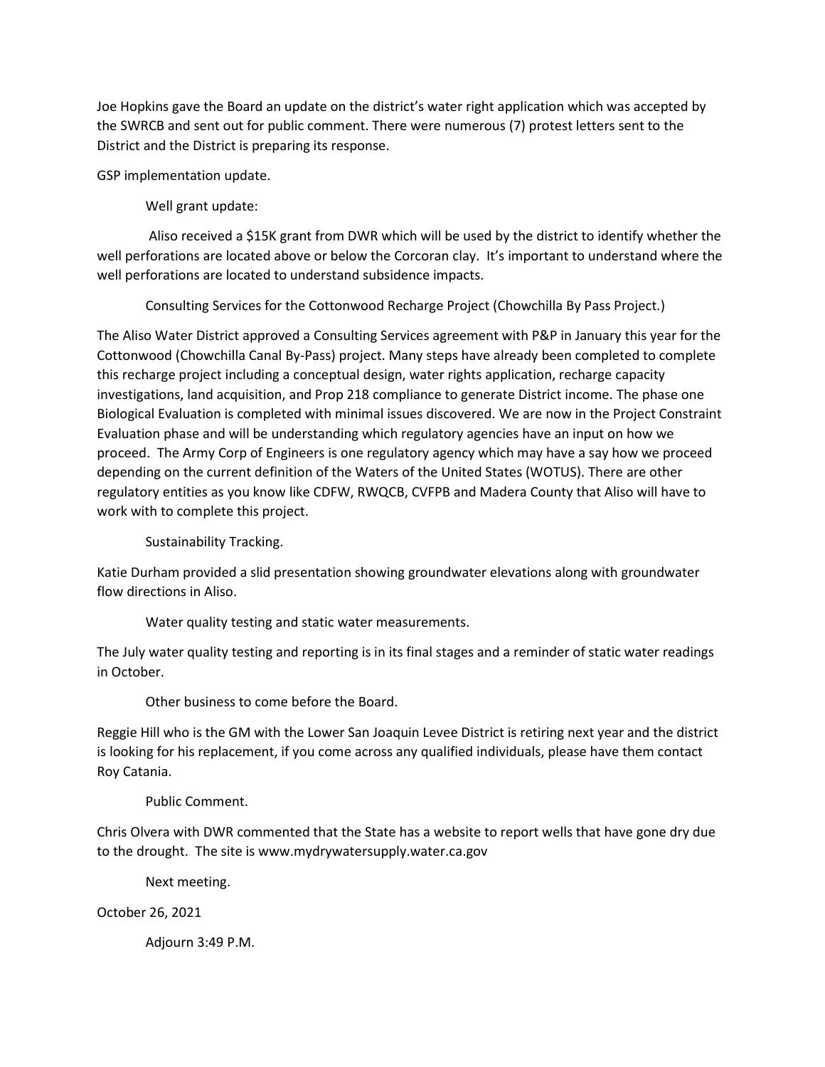Joe Hopkins gave the Board an update on the district's water right application which was accepted by the SWRCB and sent out for public comment. There were numerous (7) protest letters sent to the District and the District is preparing its response.

GSP implementation update.

Well grant update:

Aliso received a $15K grant from DWR which will be used by the district to identify whether the well perforations are located above or below the Corcoran clay. It's important to understand where the well perforations are located to understand subsidence impacts.

Consulting Services for the Cottonwood Recharge Project (Chowchilla By Pass Project.)

The Aliso Water District approved a Consulting Services agreement with P&P in January this year for the Cottonwood (Chowchilla Canal By-Pass) project. Many steps have already been completed to complete this recharge project including a conceptual design, water rights application, recharge capacity investigations, land acquisition, and Prop 218 compliance to generate District income. The phase one Biological Evaluation is completed with minimal issues discovered. We are now in the Project Constraint Evaluation phase and will be understanding which regulatory agencies have an input on how we proceed. The Army Corp of Engineers is one regulatory agency which may have a say how we proceed depending on the current definition of the Waters of the United States (WOTUS). There are other regulatory entities as you know like CDFW, RWQCB, CVFPB and Madera County that Aliso will have to work with to complete this project.

Sustainability Tracking.

Katie Durham provided a slid presentation showing groundwater elevations along with groundwater flow directions in Aliso.

Water quality testing and static water measurements.

The July water quality testing and reporting is in its final stages and a reminder of static water readings in October.

Other business to come before the Board.

Reggie Hill who is the GM with the Lower San Joaquin Levee District is retiring next year and the district is looking for his replacement, if you come across any qualified individuals, please have them contact Roy Catania.

Public Comment.

Chris Olvera with DWR commented that the State has a website to report wells that have gone dry due to the drought. The site is www.mydrywatersupply.water.ca.gov

Next meeting.

October 26, 2021

Adjourn 3:49 P.M.